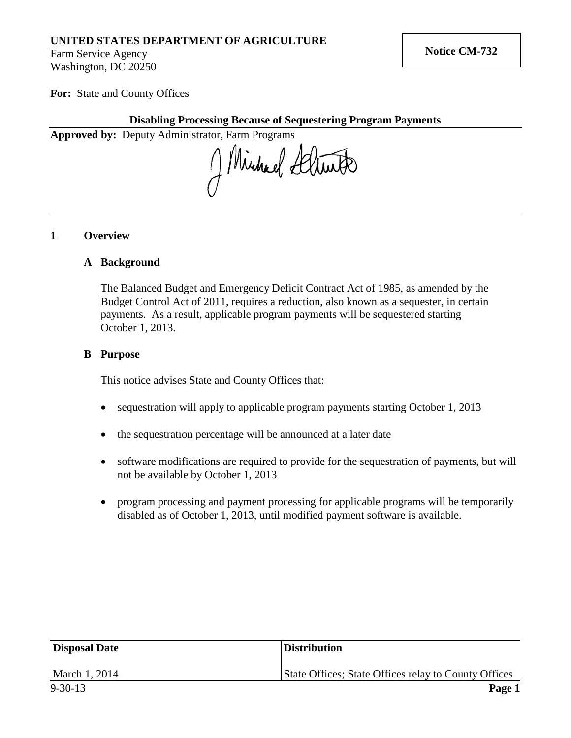**UNITED STATES DEPARTMENT OF AGRICULTURE**
Farm Service Agency
Washington, DC 20250

**Notice CM-732**

**For:** State and County Offices

**Disabling Processing Because of Sequestering Program Payments**

**Approved by:** Deputy Administrator, Farm Programs

## 1 Overview

### A Background

The Balanced Budget and Emergency Deficit Contract Act of 1985, as amended by the Budget Control Act of 2011, requires a reduction, also known as a sequester, in certain payments. As a result, applicable program payments will be sequestered starting October 1, 2013.

### B Purpose

This notice advises State and County Offices that:

- sequestration will apply to applicable program payments starting October 1, 2013
- the sequestration percentage will be announced at a later date
- software modifications are required to provide for the sequestration of payments, but will not be available by October 1, 2013
- program processing and payment processing for applicable programs will be temporarily disabled as of October 1, 2013, until modified payment software is available.

| Disposal Date | Distribution |
| --- | --- |
| March 1, 2014 | State Offices; State Offices relay to County Offices |

9-30-13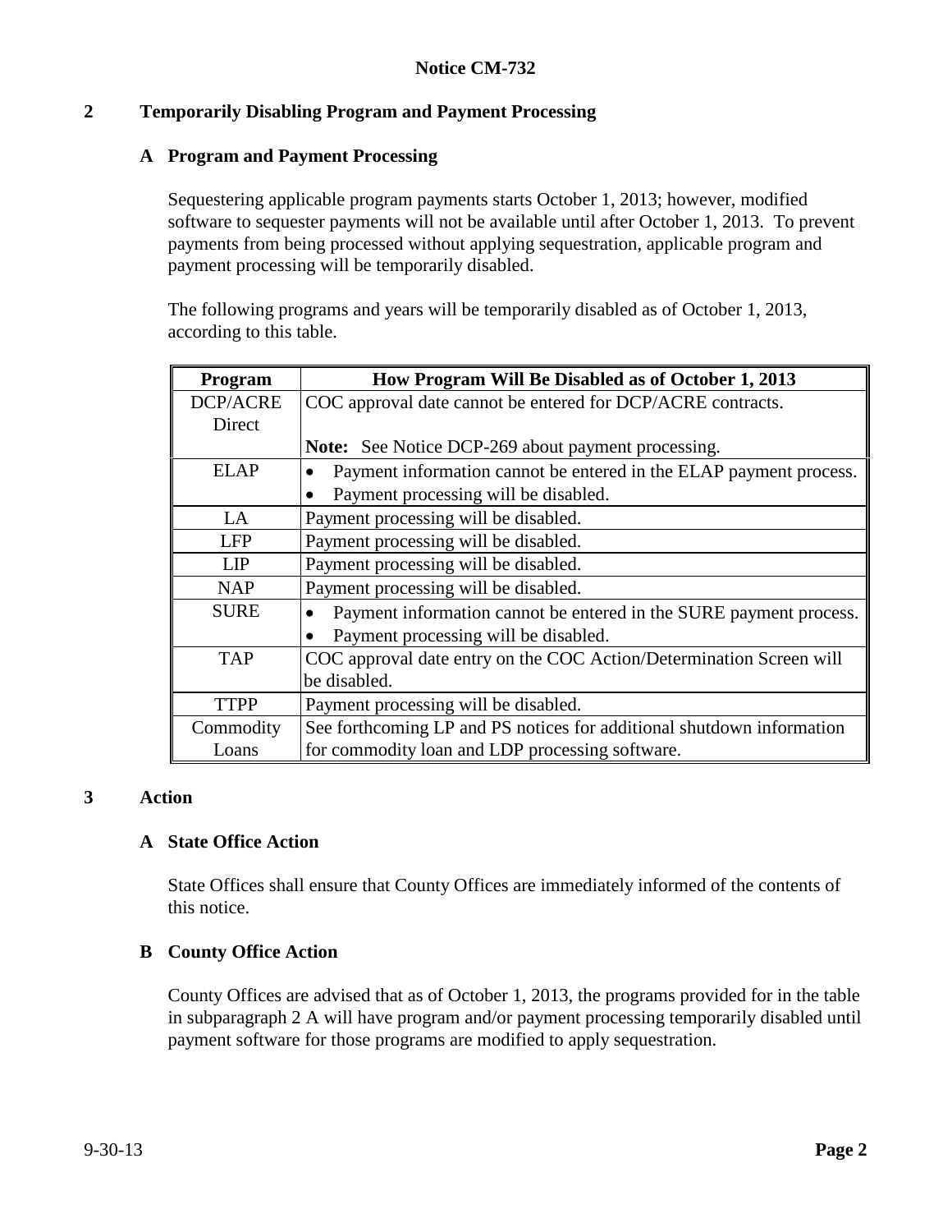**Notice CM-732**

## 2 Temporarily Disabling Program and Payment Processing

### A Program and Payment Processing

Sequestering applicable program payments starts October 1, 2013; however, modified software to sequester payments will not be available until after October 1, 2013. To prevent payments from being processed without applying sequestration, applicable program and payment processing will be temporarily disabled.

The following programs and years will be temporarily disabled as of October 1, 2013, according to this table.

| Program | How Program Will Be Disabled as of October 1, 2013 |
|---|---|
| DCP/ACRE Direct | COC approval date cannot be entered for DCP/ACRE contracts.<br><br>**Note:** See Notice DCP-269 about payment processing. |
| ELAP | • Payment information cannot be entered in the ELAP payment process.<br>• Payment processing will be disabled. |
| LA | Payment processing will be disabled. |
| LFP | Payment processing will be disabled. |
| LIP | Payment processing will be disabled. |
| NAP | Payment processing will be disabled. |
| SURE | • Payment information cannot be entered in the SURE payment process.<br>• Payment processing will be disabled. |
| TAP | COC approval date entry on the COC Action/Determination Screen will be disabled. |
| TTPP | Payment processing will be disabled. |
| Commodity Loans | See forthcoming LP and PS notices for additional shutdown information for commodity loan and LDP processing software. |

## 3 Action

### A State Office Action

State Offices shall ensure that County Offices are immediately informed of the contents of this notice.

### B County Office Action

County Offices are advised that as of October 1, 2013, the programs provided for in the table in subparagraph 2 A will have program and/or payment processing temporarily disabled until payment software for those programs are modified to apply sequestration.